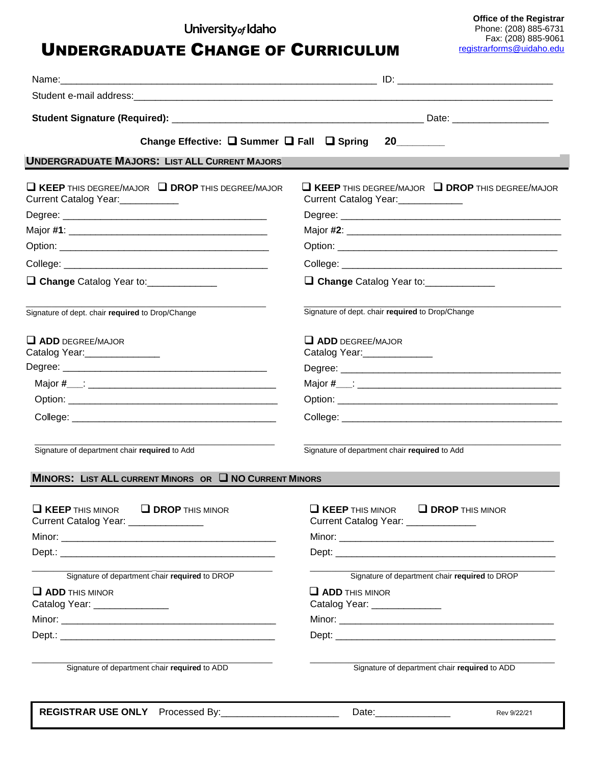University of Idaho

# UNDERGRADUATE CHANGE OF CURRICULUM

**Office of the Registrar**
Phone: (208) 885-6731
Fax: (208) 885-9061
registrarforms@uidaho.edu

Name:_______________________________________________ ID: ______________________

Student e-mail address:______________________________________________________________

**Student Signature (Required):** ____________________________________ Date: ______________

**Change Effective:** ❑ **Summer** ❑ **Fall** ❑ **Spring** **20________**

## UNDERGRADUATE MAJORS: LIST ALL CURRENT MAJORS

❑ **KEEP** THIS DEGREE/MAJOR ❑ **DROP** THIS DEGREE/MAJOR
Current Catalog Year:___________
Degree: ______________________________________
Major **#1**: ___________________________________
Option: ______________________________________
College: ______________________________________
❑ **Change** Catalog Year to:_____________

______________________________________________
Signature of dept. chair **required** to Drop/Change

❑ **KEEP** THIS DEGREE/MAJOR ❑ **DROP** THIS DEGREE/MAJOR
Current Catalog Year:____________
Degree: ______________________________________
Major **#2**: ___________________________________
Option: ______________________________________
College: ______________________________________
❑ **Change** Catalog Year to:_____________

______________________________________________
Signature of dept. chair **required** to Drop/Change

❑ **ADD** DEGREE/MAJOR
Catalog Year:______________
Degree: ______________________________________
Major #___: ___________________________________
Option: ______________________________________
College: ______________________________________

______________________________________________
Signature of department chair **required** to Add

❑ **ADD** DEGREE/MAJOR
Catalog Year:_____________
Degree: ______________________________________
Major #___: ___________________________________
Option: ______________________________________
College: ______________________________________

______________________________________________
Signature of department chair **required** to Add

## MINORS: LIST ALL CURRENT MINORS OR ❑ NO CURRENT MINORS

❑ **KEEP** THIS MINOR ❑ **DROP** THIS MINOR
Current Catalog Year: ______________
Minor: _______________________________________
Dept.: _______________________________________

______________________________________________
Signature of department chair **required** to DROP

❑ **KEEP** THIS MINOR ❑ **DROP** THIS MINOR
Current Catalog Year: _____________
Minor: _______________________________________
Dept: ________________________________________

______________________________________________
Signature of department chair **required** to DROP

❑ **ADD** THIS MINOR
Catalog Year: ______________
Minor: _______________________________________
Dept.: _______________________________________

______________________________________________
Signature of department chair **required** to ADD

❑ **ADD** THIS MINOR
Catalog Year: _____________
Minor: _______________________________________
Dept: ________________________________________

______________________________________________
Signature of department chair **required** to ADD

**REGISTRAR USE ONLY** Processed By:_____________________ Date:_____________ Rev 9/22/21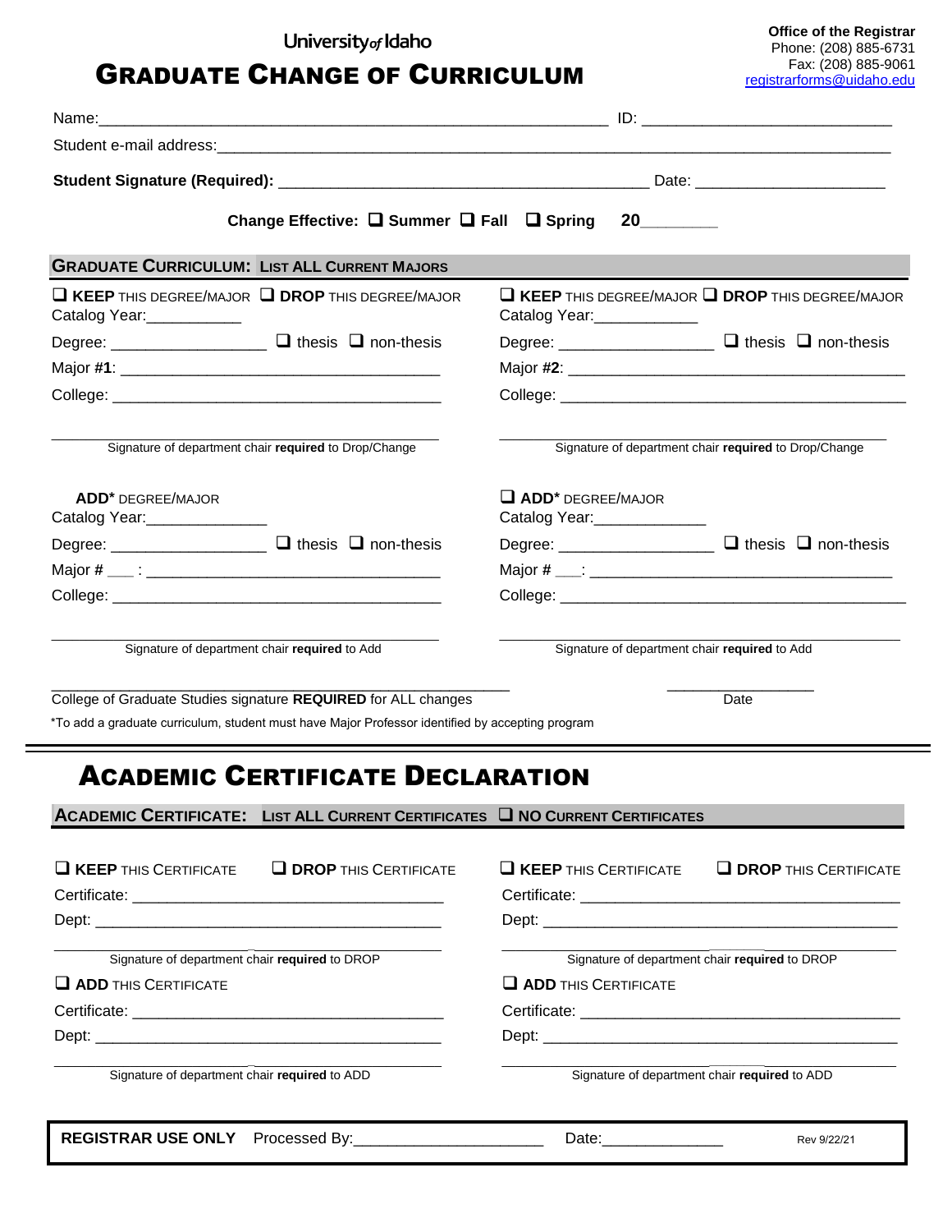University of Idaho

# GRADUATE CHANGE OF CURRICULUM

**Office of the Registrar**
Phone: (208) 885-6731
Fax: (208) 885-9061
registrarforms@uidaho.edu

Name:_______________________________________________ ID: ______________________

Student e-mail address:_______________________________________________________________

**Student Signature (Required):** ___________________________________ Date: __________________

**Change Effective:** ❑ **Summer** ❑ **Fall** ❑ **Spring** **20**________

## GRADUATE CURRICULUM: LIST ALL CURRENT MAJORS

❑ **KEEP** THIS DEGREE/MAJOR ❑ **DROP** THIS DEGREE/MAJOR
Catalog Year:___________
Degree: _________________ ❑ thesis ❑ non-thesis
Major **#1**: ____________________________________
College: ____________________________________

_____________________________________________
Signature of department chair **required** to Drop/Change

❑ **KEEP** THIS DEGREE/MAJOR ❑ **DROP** THIS DEGREE/MAJOR
Catalog Year:____________
Degree: _________________ ❑ thesis ❑ non-thesis
Major **#2**: ______________________________________
College: ______________________________________

_____________________________________________
Signature of department chair **required** to Drop/Change

**ADD*** DEGREE/MAJOR
Catalog Year:______________
Degree: _________________ ❑ thesis ❑ non-thesis
Major # ___ : _________________________________
College: ____________________________________

_____________________________________________
Signature of department chair **required** to Add

❑ **ADD*** DEGREE/MAJOR
Catalog Year:_____________
Degree: _________________ ❑ thesis ❑ non-thesis
Major # ___: ___________________________________
College: ______________________________________

_____________________________________________
Signature of department chair **required** to Add

_____________________________________________ __________________
College of Graduate Studies signature **REQUIRED** for ALL changes Date

*To add a graduate curriculum, student must have Major Professor identified by accepting program

# ACADEMIC CERTIFICATE DECLARATION

## ACADEMIC CERTIFICATE: LIST ALL CURRENT CERTIFICATES ❑ NO CURRENT CERTIFICATES

❑ **KEEP** THIS CERTIFICATE ❑ **DROP** THIS CERTIFICATE
Certificate: ___________________________________
Dept: _______________________________________

_____________________________________________
Signature of department chair **required** to DROP

❑ **ADD** THIS CERTIFICATE
Certificate: ___________________________________
Dept: _______________________________________

_____________________________________________
Signature of department chair **required** to ADD

❑ **KEEP** THIS CERTIFICATE ❑ **DROP** THIS CERTIFICATE
Certificate: ___________________________________
Dept: _______________________________________

_____________________________________________
Signature of department chair **required** to DROP

❑ **ADD** THIS CERTIFICATE
Certificate: ___________________________________
Dept: _______________________________________

_____________________________________________
Signature of department chair **required** to ADD

**REGISTRAR USE ONLY** Processed By:_____________________ Date:_____________ Rev 9/22/21